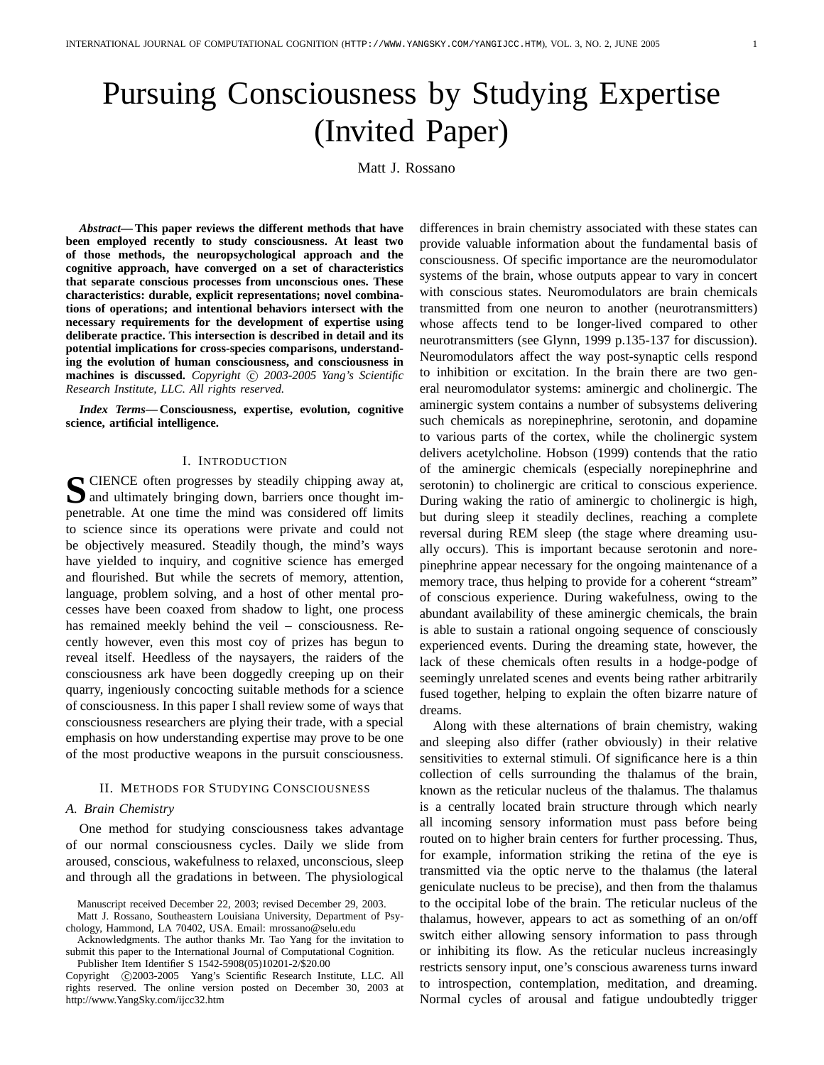# Pursuing Consciousness by Studying Expertise (Invited Paper)

Matt J. Rossano

***Abstract*— This paper reviews the different methods that have been employed recently to study consciousness. At least two of those methods, the neuropsychological approach and the cognitive approach, have converged on a set of characteristics that separate conscious processes from unconscious ones. These characteristics: durable, explicit representations; novel combinations of operations; and intentional behaviors intersect with the necessary requirements for the development of expertise using deliberate practice. This intersection is described in detail and its potential implications for cross-species comparisons, understanding the evolution of human consciousness, and consciousness in machines is discussed.** *Copyright © 2003-2005 Yang's Scientific Research Institute, LLC. All rights reserved.*

***Index Terms*— Consciousness, expertise, evolution, cognitive science, artificial intelligence.**

## I. Introduction

SCIENCE often progresses by steadily chipping away at, and ultimately bringing down, barriers once thought impenetrable. At one time the mind was considered off limits to science since its operations were private and could not be objectively measured. Steadily though, the mind's ways have yielded to inquiry, and cognitive science has emerged and flourished. But while the secrets of memory, attention, language, problem solving, and a host of other mental processes have been coaxed from shadow to light, one process has remained meekly behind the veil – consciousness. Recently however, even this most coy of prizes has begun to reveal itself. Heedless of the naysayers, the raiders of the consciousness ark have been doggedly creeping up on their quarry, ingeniously concocting suitable methods for a science of consciousness. In this paper I shall review some of ways that consciousness researchers are plying their trade, with a special emphasis on how understanding expertise may prove to be one of the most productive weapons in the pursuit consciousness.

## II. Methods for Studying Consciousness

### A. Brain Chemistry

One method for studying consciousness takes advantage of our normal consciousness cycles. Daily we slide from aroused, conscious, wakefulness to relaxed, unconscious, sleep and through all the gradations in between. The physiological differences in brain chemistry associated with these states can provide valuable information about the fundamental basis of consciousness. Of specific importance are the neuromodulator systems of the brain, whose outputs appear to vary in concert with conscious states. Neuromodulators are brain chemicals transmitted from one neuron to another (neurotransmitters) whose affects tend to be longer-lived compared to other neurotransmitters (see Glynn, 1999 p.135-137 for discussion). Neuromodulators affect the way post-synaptic cells respond to inhibition or excitation. In the brain there are two general neuromodulator systems: aminergic and cholinergic. The aminergic system contains a number of subsystems delivering such chemicals as norepinephrine, serotonin, and dopamine to various parts of the cortex, while the cholinergic system delivers acetylcholine. Hobson (1999) contends that the ratio of the aminergic chemicals (especially norepinephrine and serotonin) to cholinergic are critical to conscious experience. During waking the ratio of aminergic to cholinergic is high, but during sleep it steadily declines, reaching a complete reversal during REM sleep (the stage where dreaming usually occurs). This is important because serotonin and norepinephrine appear necessary for the ongoing maintenance of a memory trace, thus helping to provide for a coherent "stream" of conscious experience. During wakefulness, owing to the abundant availability of these aminergic chemicals, the brain is able to sustain a rational ongoing sequence of consciously experienced events. During the dreaming state, however, the lack of these chemicals often results in a hodge-podge of seemingly unrelated scenes and events being rather arbitrarily fused together, helping to explain the often bizarre nature of dreams.

Along with these alternations of brain chemistry, waking and sleeping also differ (rather obviously) in their relative sensitivities to external stimuli. Of significance here is a thin collection of cells surrounding the thalamus of the brain, known as the reticular nucleus of the thalamus. The thalamus is a centrally located brain structure through which nearly all incoming sensory information must pass before being routed on to higher brain centers for further processing. Thus, for example, information striking the retina of the eye is transmitted via the optic nerve to the thalamus (the lateral geniculate nucleus to be precise), and then from the thalamus to the occipital lobe of the brain. The reticular nucleus of the thalamus, however, appears to act as something of an on/off switch either allowing sensory information to pass through or inhibiting its flow. As the reticular nucleus increasingly restricts sensory input, one's conscious awareness turns inward to introspection, contemplation, meditation, and dreaming. Normal cycles of arousal and fatigue undoubtedly trigger

Manuscript received December 22, 2003; revised December 29, 2003.

Matt J. Rossano, Southeastern Louisiana University, Department of Psychology, Hammond, LA 70402, USA. Email: mrossano@selu.edu

Acknowledgments. The author thanks Mr. Tao Yang for the invitation to submit this paper to the International Journal of Computational Cognition.

Publisher Item Identifier S 1542-5908(05)10201-2/$20.00

Copyright ©2003-2005 Yang's Scientific Research Institute, LLC. All rights reserved. The online version posted on December 30, 2003 at http://www.YangSky.com/ijcc32.htm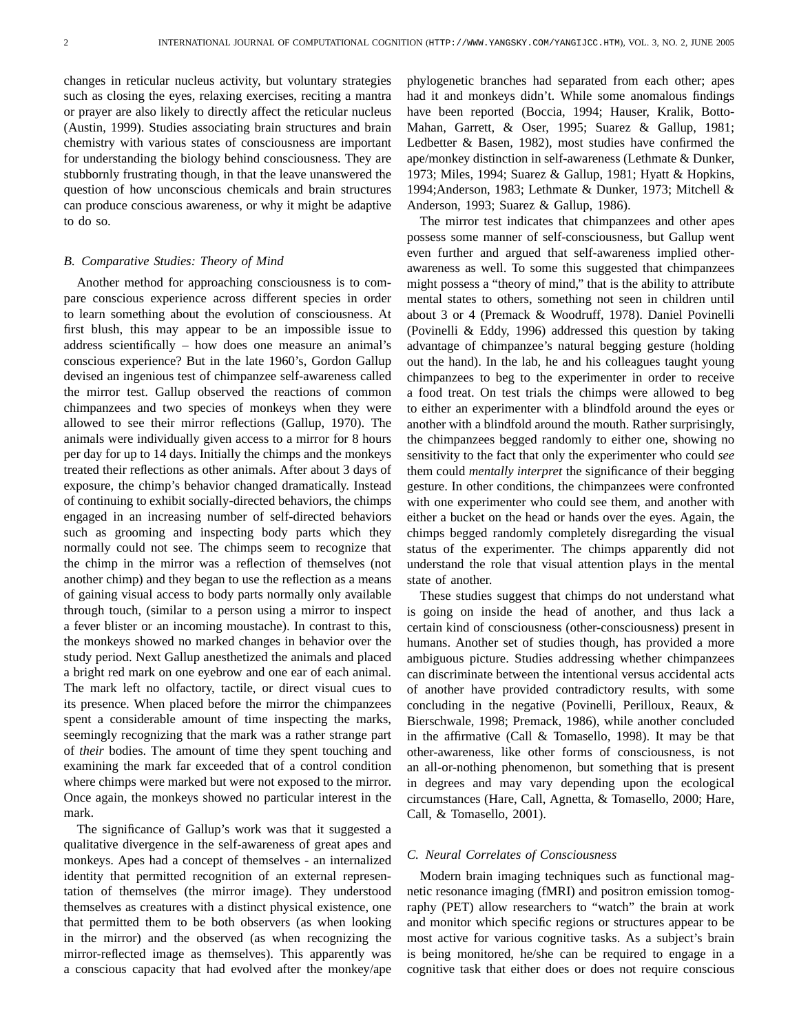changes in reticular nucleus activity, but voluntary strategies such as closing the eyes, relaxing exercises, reciting a mantra or prayer are also likely to directly affect the reticular nucleus (Austin, 1999). Studies associating brain structures and brain chemistry with various states of consciousness are important for understanding the biology behind consciousness. They are stubbornly frustrating though, in that the leave unanswered the question of how unconscious chemicals and brain structures can produce conscious awareness, or why it might be adaptive to do so.

### B. Comparative Studies: Theory of Mind

Another method for approaching consciousness is to compare conscious experience across different species in order to learn something about the evolution of consciousness. At first blush, this may appear to be an impossible issue to address scientifically – how does one measure an animal's conscious experience? But in the late 1960's, Gordon Gallup devised an ingenious test of chimpanzee self-awareness called the mirror test. Gallup observed the reactions of common chimpanzees and two species of monkeys when they were allowed to see their mirror reflections (Gallup, 1970). The animals were individually given access to a mirror for 8 hours per day for up to 14 days. Initially the chimps and the monkeys treated their reflections as other animals. After about 3 days of exposure, the chimp's behavior changed dramatically. Instead of continuing to exhibit socially-directed behaviors, the chimps engaged in an increasing number of self-directed behaviors such as grooming and inspecting body parts which they normally could not see. The chimps seem to recognize that the chimp in the mirror was a reflection of themselves (not another chimp) and they began to use the reflection as a means of gaining visual access to body parts normally only available through touch, (similar to a person using a mirror to inspect a fever blister or an incoming moustache). In contrast to this, the monkeys showed no marked changes in behavior over the study period. Next Gallup anesthetized the animals and placed a bright red mark on one eyebrow and one ear of each animal. The mark left no olfactory, tactile, or direct visual cues to its presence. When placed before the mirror the chimpanzees spent a considerable amount of time inspecting the marks, seemingly recognizing that the mark was a rather strange part of *their* bodies. The amount of time they spent touching and examining the mark far exceeded that of a control condition where chimps were marked but were not exposed to the mirror. Once again, the monkeys showed no particular interest in the mark.

The significance of Gallup's work was that it suggested a qualitative divergence in the self-awareness of great apes and monkeys. Apes had a concept of themselves - an internalized identity that permitted recognition of an external representation of themselves (the mirror image). They understood themselves as creatures with a distinct physical existence, one that permitted them to be both observers (as when looking in the mirror) and the observed (as when recognizing the mirror-reflected image as themselves). This apparently was a conscious capacity that had evolved after the monkey/ape phylogenetic branches had separated from each other; apes had it and monkeys didn't. While some anomalous findings have been reported (Boccia, 1994; Hauser, Kralik, Botto-Mahan, Garrett, & Oser, 1995; Suarez & Gallup, 1981; Ledbetter & Basen, 1982), most studies have confirmed the ape/monkey distinction in self-awareness (Lethmate & Dunker, 1973; Miles, 1994; Suarez & Gallup, 1981; Hyatt & Hopkins, 1994;Anderson, 1983; Lethmate & Dunker, 1973; Mitchell & Anderson, 1993; Suarez & Gallup, 1986).

The mirror test indicates that chimpanzees and other apes possess some manner of self-consciousness, but Gallup went even further and argued that self-awareness implied other-awareness as well. To some this suggested that chimpanzees might possess a "theory of mind," that is the ability to attribute mental states to others, something not seen in children until about 3 or 4 (Premack & Woodruff, 1978). Daniel Povinelli (Povinelli & Eddy, 1996) addressed this question by taking advantage of chimpanzee's natural begging gesture (holding out the hand). In the lab, he and his colleagues taught young chimpanzees to beg to the experimenter in order to receive a food treat. On test trials the chimps were allowed to beg to either an experimenter with a blindfold around the eyes or another with a blindfold around the mouth. Rather surprisingly, the chimpanzees begged randomly to either one, showing no sensitivity to the fact that only the experimenter who could *see* them could *mentally interpret* the significance of their begging gesture. In other conditions, the chimpanzees were confronted with one experimenter who could see them, and another with either a bucket on the head or hands over the eyes. Again, the chimps begged randomly completely disregarding the visual status of the experimenter. The chimps apparently did not understand the role that visual attention plays in the mental state of another.

These studies suggest that chimps do not understand what is going on inside the head of another, and thus lack a certain kind of consciousness (other-consciousness) present in humans. Another set of studies though, has provided a more ambiguous picture. Studies addressing whether chimpanzees can discriminate between the intentional versus accidental acts of another have provided contradictory results, with some concluding in the negative (Povinelli, Perilloux, Reaux, & Bierschwale, 1998; Premack, 1986), while another concluded in the affirmative (Call & Tomasello, 1998). It may be that other-awareness, like other forms of consciousness, is not an all-or-nothing phenomenon, but something that is present in degrees and may vary depending upon the ecological circumstances (Hare, Call, Agnetta, & Tomasello, 2000; Hare, Call, & Tomasello, 2001).

### C. Neural Correlates of Consciousness

Modern brain imaging techniques such as functional magnetic resonance imaging (fMRI) and positron emission tomography (PET) allow researchers to "watch" the brain at work and monitor which specific regions or structures appear to be most active for various cognitive tasks. As a subject's brain is being monitored, he/she can be required to engage in a cognitive task that either does or does not require conscious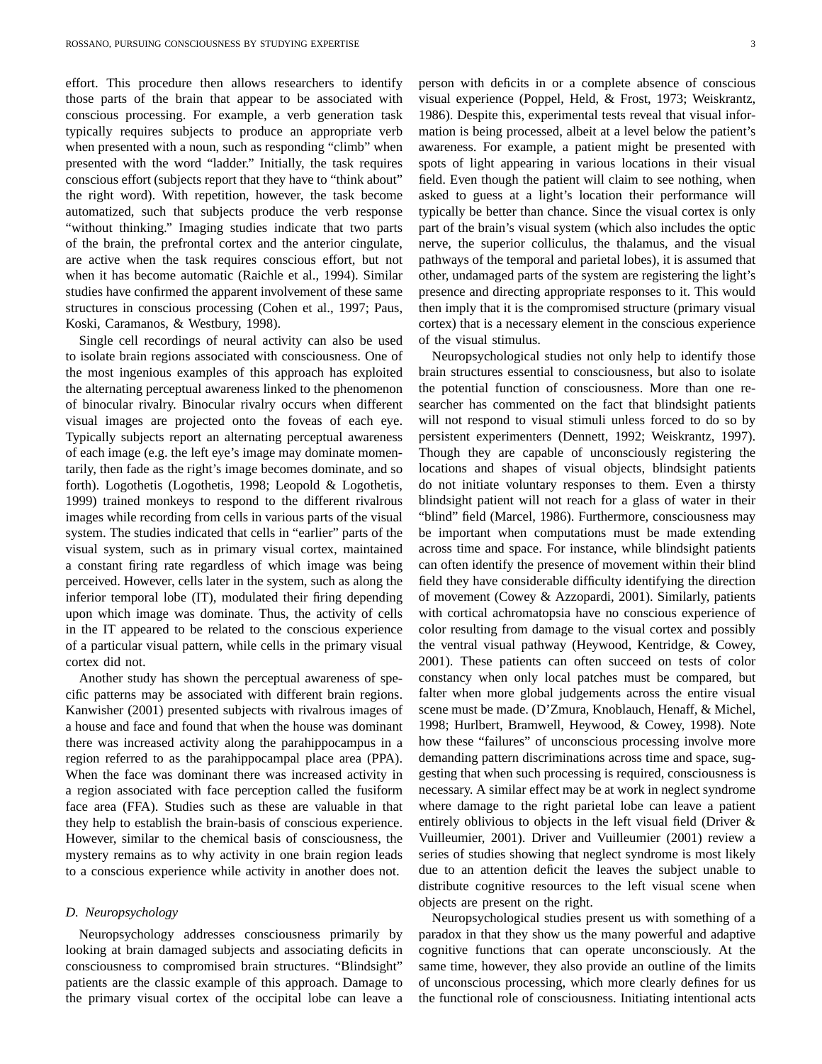effort. This procedure then allows researchers to identify those parts of the brain that appear to be associated with conscious processing. For example, a verb generation task typically requires subjects to produce an appropriate verb when presented with a noun, such as responding "climb" when presented with the word "ladder." Initially, the task requires conscious effort (subjects report that they have to "think about" the right word). With repetition, however, the task become automatized, such that subjects produce the verb response "without thinking." Imaging studies indicate that two parts of the brain, the prefrontal cortex and the anterior cingulate, are active when the task requires conscious effort, but not when it has become automatic (Raichle et al., 1994). Similar studies have confirmed the apparent involvement of these same structures in conscious processing (Cohen et al., 1997; Paus, Koski, Caramanos, & Westbury, 1998).

Single cell recordings of neural activity can also be used to isolate brain regions associated with consciousness. One of the most ingenious examples of this approach has exploited the alternating perceptual awareness linked to the phenomenon of binocular rivalry. Binocular rivalry occurs when different visual images are projected onto the foveas of each eye. Typically subjects report an alternating perceptual awareness of each image (e.g. the left eye's image may dominate momentarily, then fade as the right's image becomes dominate, and so forth). Logothetis (Logothetis, 1998; Leopold & Logothetis, 1999) trained monkeys to respond to the different rivalrous images while recording from cells in various parts of the visual system. The studies indicated that cells in "earlier" parts of the visual system, such as in primary visual cortex, maintained a constant firing rate regardless of which image was being perceived. However, cells later in the system, such as along the inferior temporal lobe (IT), modulated their firing depending upon which image was dominate. Thus, the activity of cells in the IT appeared to be related to the conscious experience of a particular visual pattern, while cells in the primary visual cortex did not.

Another study has shown the perceptual awareness of specific patterns may be associated with different brain regions. Kanwisher (2001) presented subjects with rivalrous images of a house and face and found that when the house was dominant there was increased activity along the parahippocampus in a region referred to as the parahippocampal place area (PPA). When the face was dominant there was increased activity in a region associated with face perception called the fusiform face area (FFA). Studies such as these are valuable in that they help to establish the brain-basis of conscious experience. However, similar to the chemical basis of consciousness, the mystery remains as to why activity in one brain region leads to a conscious experience while activity in another does not.

### D. Neuropsychology

Neuropsychology addresses consciousness primarily by looking at brain damaged subjects and associating deficits in consciousness to compromised brain structures. "Blindsight" patients are the classic example of this approach. Damage to the primary visual cortex of the occipital lobe can leave a person with deficits in or a complete absence of conscious visual experience (Poppel, Held, & Frost, 1973; Weiskrantz, 1986). Despite this, experimental tests reveal that visual information is being processed, albeit at a level below the patient's awareness. For example, a patient might be presented with spots of light appearing in various locations in their visual field. Even though the patient will claim to see nothing, when asked to guess at a light's location their performance will typically be better than chance. Since the visual cortex is only part of the brain's visual system (which also includes the optic nerve, the superior colliculus, the thalamus, and the visual pathways of the temporal and parietal lobes), it is assumed that other, undamaged parts of the system are registering the light's presence and directing appropriate responses to it. This would then imply that it is the compromised structure (primary visual cortex) that is a necessary element in the conscious experience of the visual stimulus.

Neuropsychological studies not only help to identify those brain structures essential to consciousness, but also to isolate the potential function of consciousness. More than one researcher has commented on the fact that blindsight patients will not respond to visual stimuli unless forced to do so by persistent experimenters (Dennett, 1992; Weiskrantz, 1997). Though they are capable of unconsciously registering the locations and shapes of visual objects, blindsight patients do not initiate voluntary responses to them. Even a thirsty blindsight patient will not reach for a glass of water in their "blind" field (Marcel, 1986). Furthermore, consciousness may be important when computations must be made extending across time and space. For instance, while blindsight patients can often identify the presence of movement within their blind field they have considerable difficulty identifying the direction of movement (Cowey & Azzopardi, 2001). Similarly, patients with cortical achromatopsia have no conscious experience of color resulting from damage to the visual cortex and possibly the ventral visual pathway (Heywood, Kentridge, & Cowey, 2001). These patients can often succeed on tests of color constancy when only local patches must be compared, but falter when more global judgements across the entire visual scene must be made. (D'Zmura, Knoblauch, Henaff, & Michel, 1998; Hurlbert, Bramwell, Heywood, & Cowey, 1998). Note how these "failures" of unconscious processing involve more demanding pattern discriminations across time and space, suggesting that when such processing is required, consciousness is necessary. A similar effect may be at work in neglect syndrome where damage to the right parietal lobe can leave a patient entirely oblivious to objects in the left visual field (Driver & Vuilleumier, 2001). Driver and Vuilleumier (2001) review a series of studies showing that neglect syndrome is most likely due to an attention deficit the leaves the subject unable to distribute cognitive resources to the left visual scene when objects are present on the right.

Neuropsychological studies present us with something of a paradox in that they show us the many powerful and adaptive cognitive functions that can operate unconsciously. At the same time, however, they also provide an outline of the limits of unconscious processing, which more clearly defines for us the functional role of consciousness. Initiating intentional acts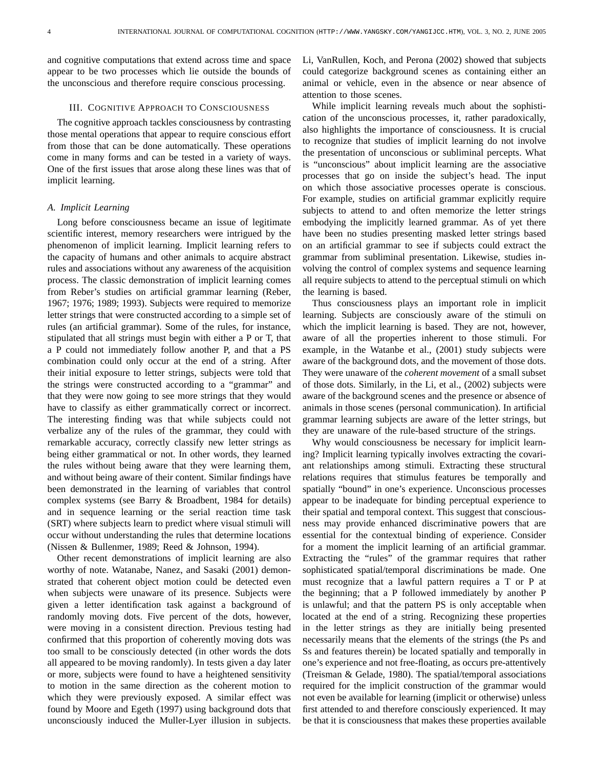and cognitive computations that extend across time and space appear to be two processes which lie outside the bounds of the unconscious and therefore require conscious processing.

## III. Cognitive Approach to Consciousness

The cognitive approach tackles consciousness by contrasting those mental operations that appear to require conscious effort from those that can be done automatically. These operations come in many forms and can be tested in a variety of ways. One of the first issues that arose along these lines was that of implicit learning.

### *A. Implicit Learning*

Long before consciousness became an issue of legitimate scientific interest, memory researchers were intrigued by the phenomenon of implicit learning. Implicit learning refers to the capacity of humans and other animals to acquire abstract rules and associations without any awareness of the acquisition process. The classic demonstration of implicit learning comes from Reber's studies on artificial grammar learning (Reber, 1967; 1976; 1989; 1993). Subjects were required to memorize letter strings that were constructed according to a simple set of rules (an artificial grammar). Some of the rules, for instance, stipulated that all strings must begin with either a P or T, that a P could not immediately follow another P, and that a PS combination could only occur at the end of a string. After their initial exposure to letter strings, subjects were told that the strings were constructed according to a "grammar" and that they were now going to see more strings that they would have to classify as either grammatically correct or incorrect. The interesting finding was that while subjects could not verbalize any of the rules of the grammar, they could with remarkable accuracy, correctly classify new letter strings as being either grammatical or not. In other words, they learned the rules without being aware that they were learning them, and without being aware of their content. Similar findings have been demonstrated in the learning of variables that control complex systems (see Barry & Broadbent, 1984 for details) and in sequence learning or the serial reaction time task (SRT) where subjects learn to predict where visual stimuli will occur without understanding the rules that determine locations (Nissen & Bullenmer, 1989; Reed & Johnson, 1994).

Other recent demonstrations of implicit learning are also worthy of note. Watanabe, Nanez, and Sasaki (2001) demonstrated that coherent object motion could be detected even when subjects were unaware of its presence. Subjects were given a letter identification task against a background of randomly moving dots. Five percent of the dots, however, were moving in a consistent direction. Previous testing had confirmed that this proportion of coherently moving dots was too small to be consciously detected (in other words the dots all appeared to be moving randomly). In tests given a day later or more, subjects were found to have a heightened sensitivity to motion in the same direction as the coherent motion to which they were previously exposed. A similar effect was found by Moore and Egeth (1997) using background dots that unconsciously induced the Muller-Lyer illusion in subjects. Li, VanRullen, Koch, and Perona (2002) showed that subjects could categorize background scenes as containing either an animal or vehicle, even in the absence or near absence of attention to those scenes.

While implicit learning reveals much about the sophistication of the unconscious processes, it, rather paradoxically, also highlights the importance of consciousness. It is crucial to recognize that studies of implicit learning do not involve the presentation of unconscious or subliminal percepts. What is "unconscious" about implicit learning are the associative processes that go on inside the subject's head. The input on which those associative processes operate is conscious. For example, studies on artificial grammar explicitly require subjects to attend to and often memorize the letter strings embodying the implicitly learned grammar. As of yet there have been no studies presenting masked letter strings based on an artificial grammar to see if subjects could extract the grammar from subliminal presentation. Likewise, studies involving the control of complex systems and sequence learning all require subjects to attend to the perceptual stimuli on which the learning is based.

Thus consciousness plays an important role in implicit learning. Subjects are consciously aware of the stimuli on which the implicit learning is based. They are not, however, aware of all the properties inherent to those stimuli. For example, in the Watanbe et al., (2001) study subjects were aware of the background dots, and the movement of those dots. They were unaware of the *coherent movement* of a small subset of those dots. Similarly, in the Li, et al., (2002) subjects were aware of the background scenes and the presence or absence of animals in those scenes (personal communication). In artificial grammar learning subjects are aware of the letter strings, but they are unaware of the rule-based structure of the strings.

Why would consciousness be necessary for implicit learning? Implicit learning typically involves extracting the covariant relationships among stimuli. Extracting these structural relations requires that stimulus features be temporally and spatially "bound" in one's experience. Unconscious processes appear to be inadequate for binding perceptual experience to their spatial and temporal context. This suggest that consciousness may provide enhanced discriminative powers that are essential for the contextual binding of experience. Consider for a moment the implicit learning of an artificial grammar. Extracting the "rules" of the grammar requires that rather sophisticated spatial/temporal discriminations be made. One must recognize that a lawful pattern requires a T or P at the beginning; that a P followed immediately by another P is unlawful; and that the pattern PS is only acceptable when located at the end of a string. Recognizing these properties in the letter strings as they are initially being presented necessarily means that the elements of the strings (the Ps and Ss and features therein) be located spatially and temporally in one's experience and not free-floating, as occurs pre-attentively (Treisman & Gelade, 1980). The spatial/temporal associations required for the implicit construction of the grammar would not even be available for learning (implicit or otherwise) unless first attended to and therefore consciously experienced. It may be that it is consciousness that makes these properties available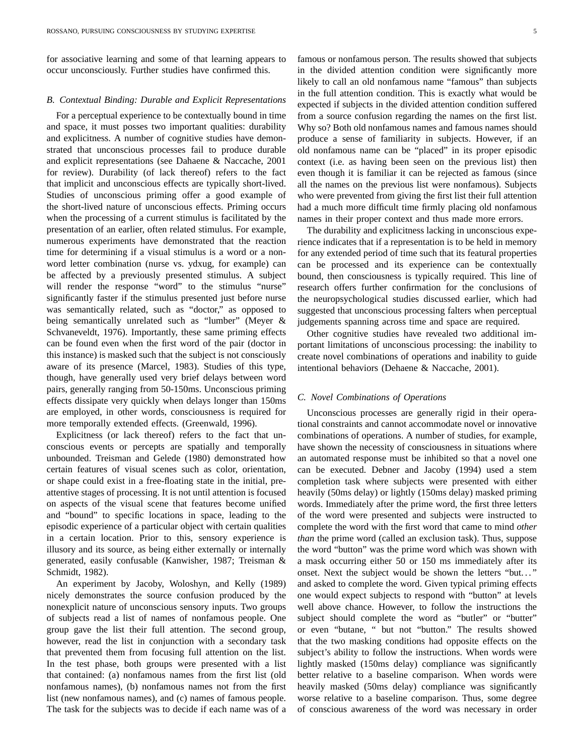for associative learning and some of that learning appears to occur unconsciously. Further studies have confirmed this.

### *B. Contextual Binding: Durable and Explicit Representations*

For a perceptual experience to be contextually bound in time and space, it must posses two important qualities: durability and explicitness. A number of cognitive studies have demonstrated that unconscious processes fail to produce durable and explicit representations (see Dahaene & Naccache, 2001 for review). Durability (of lack thereof) refers to the fact that implicit and unconscious effects are typically short-lived. Studies of unconscious priming offer a good example of the short-lived nature of unconscious effects. Priming occurs when the processing of a current stimulus is facilitated by the presentation of an earlier, often related stimulus. For example, numerous experiments have demonstrated that the reaction time for determining if a visual stimulus is a word or a non-word letter combination (nurse vs. ydxug, for example) can be affected by a previously presented stimulus. A subject will render the response "word" to the stimulus "nurse" significantly faster if the stimulus presented just before nurse was semantically related, such as "doctor," as opposed to being semantically unrelated such as "lumber" (Meyer & Schvaneveldt, 1976). Importantly, these same priming effects can be found even when the first word of the pair (doctor in this instance) is masked such that the subject is not consciously aware of its presence (Marcel, 1983). Studies of this type, though, have generally used very brief delays between word pairs, generally ranging from 50-150ms. Unconscious priming effects dissipate very quickly when delays longer than 150ms are employed, in other words, consciousness is required for more temporally extended effects. (Greenwald, 1996).

Explicitness (or lack thereof) refers to the fact that unconscious events or percepts are spatially and temporally unbounded. Treisman and Gelede (1980) demonstrated how certain features of visual scenes such as color, orientation, or shape could exist in a free-floating state in the initial, pre-attentive stages of processing. It is not until attention is focused on aspects of the visual scene that features become unified and "bound" to specific locations in space, leading to the episodic experience of a particular object with certain qualities in a certain location. Prior to this, sensory experience is illusory and its source, as being either externally or internally generated, easily confusable (Kanwisher, 1987; Treisman & Schmidt, 1982).

An experiment by Jacoby, Woloshyn, and Kelly (1989) nicely demonstrates the source confusion produced by the nonexplicit nature of unconscious sensory inputs. Two groups of subjects read a list of names of nonfamous people. One group gave the list their full attention. The second group, however, read the list in conjunction with a secondary task that prevented them from focusing full attention on the list. In the test phase, both groups were presented with a list that contained: (a) nonfamous names from the first list (old nonfamous names), (b) nonfamous names not from the first list (new nonfamous names), and (c) names of famous people. The task for the subjects was to decide if each name was of a famous or nonfamous person. The results showed that subjects in the divided attention condition were significantly more likely to call an old nonfamous name "famous" than subjects in the full attention condition. This is exactly what would be expected if subjects in the divided attention condition suffered from a source confusion regarding the names on the first list. Why so? Both old nonfamous names and famous names should produce a sense of familiarity in subjects. However, if an old nonfamous name can be "placed" in its proper episodic context (i.e. as having been seen on the previous list) then even though it is familiar it can be rejected as famous (since all the names on the previous list were nonfamous). Subjects who were prevented from giving the first list their full attention had a much more difficult time firmly placing old nonfamous names in their proper context and thus made more errors.

The durability and explicitness lacking in unconscious experience indicates that if a representation is to be held in memory for any extended period of time such that its featural properties can be processed and its experience can be contextually bound, then consciousness is typically required. This line of research offers further confirmation for the conclusions of the neuropsychological studies discussed earlier, which had suggested that unconscious processing falters when perceptual judgements spanning across time and space are required.

Other cognitive studies have revealed two additional important limitations of unconscious processing: the inability to create novel combinations of operations and inability to guide intentional behaviors (Dehaene & Naccache, 2001).

### *C. Novel Combinations of Operations*

Unconscious processes are generally rigid in their operational constraints and cannot accommodate novel or innovative combinations of operations. A number of studies, for example, have shown the necessity of consciousness in situations where an automated response must be inhibited so that a novel one can be executed. Debner and Jacoby (1994) used a stem completion task where subjects were presented with either heavily (50ms delay) or lightly (150ms delay) masked priming words. Immediately after the prime word, the first three letters of the word were presented and subjects were instructed to complete the word with the first word that came to mind *other than* the prime word (called an exclusion task). Thus, suppose the word "button" was the prime word which was shown with a mask occurring either 50 or 150 ms immediately after its onset. Next the subject would be shown the letters "but…" and asked to complete the word. Given typical priming effects one would expect subjects to respond with "button" at levels well above chance. However, to follow the instructions the subject should complete the word as "butler" or "butter" or even "butane, " but not "button." The results showed that the two masking conditions had opposite effects on the subject's ability to follow the instructions. When words were lightly masked (150ms delay) compliance was significantly better relative to a baseline comparison. When words were heavily masked (50ms delay) compliance was significantly worse relative to a baseline comparison. Thus, some degree of conscious awareness of the word was necessary in order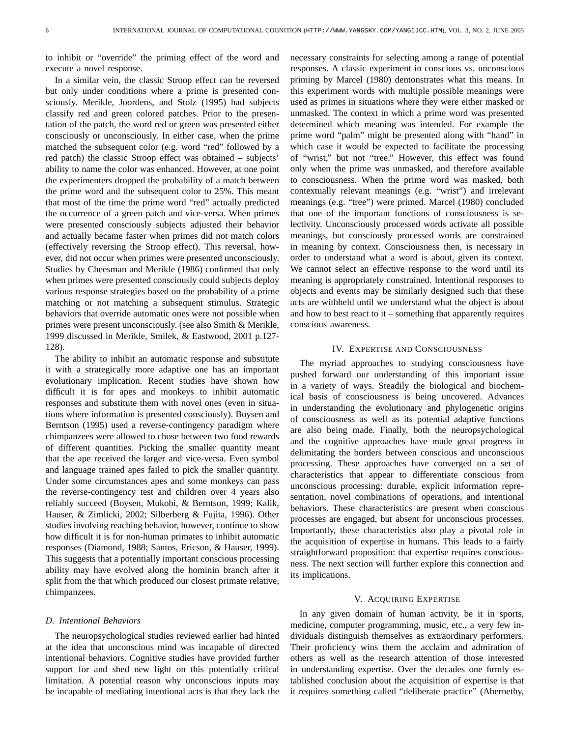to inhibit or "override" the priming effect of the word and execute a novel response.

In a similar vein, the classic Stroop effect can be reversed but only under conditions where a prime is presented consciously. Merikle, Joordens, and Stolz (1995) had subjects classify red and green colored patches. Prior to the presentation of the patch, the word red or green was presented either consciously or unconsciously. In either case, when the prime matched the subsequent color (e.g. word "red" followed by a red patch) the classic Stroop effect was obtained – subjects' ability to name the color was enhanced. However, at one point the experimenters dropped the probability of a match between the prime word and the subsequent color to 25%. This meant that most of the time the prime word "red" actually predicted the occurrence of a green patch and vice-versa. When primes were presented consciously subjects adjusted their behavior and actually became faster when primes did not match colors (effectively reversing the Stroop effect). This reversal, however, did not occur when primes were presented unconsciously. Studies by Cheesman and Merikle (1986) confirmed that only when primes were presented consciously could subjects deploy various response strategies based on the probability of a prime matching or not matching a subsequent stimulus. Strategic behaviors that override automatic ones were not possible when primes were present unconsciously. (see also Smith & Merikle, 1999 discussed in Merikle, Smilek, & Eastwood, 2001 p.127-128).

The ability to inhibit an automatic response and substitute it with a strategically more adaptive one has an important evolutionary implication. Recent studies have shown how difficult it is for apes and monkeys to inhibit automatic responses and substitute them with novel ones (even in situations where information is presented consciously). Boysen and Berntson (1995) used a reverse-contingency paradigm where chimpanzees were allowed to chose between two food rewards of different quantities. Picking the smaller quantity meant that the ape received the larger and vice-versa. Even symbol and language trained apes failed to pick the smaller quantity. Under some circumstances apes and some monkeys can pass the reverse-contingency test and children over 4 years also reliably succeed (Boysen, Mukobi, & Berntson, 1999; Kalik, Hauser, & Zimlicki, 2002; Silberberg & Fujita, 1996). Other studies involving reaching behavior, however, continue to show how difficult it is for non-human primates to inhibit automatic responses (Diamond, 1988; Santos, Ericson, & Hauser, 1999). This suggests that a potentially important conscious processing ability may have evolved along the hominin branch after it split from the that which produced our closest primate relative, chimpanzees.

### D. Intentional Behaviors

The neuropsychological studies reviewed earlier had hinted at the idea that unconscious mind was incapable of directed intentional behaviors. Cognitive studies have provided further support for and shed new light on this potentially critical limitation. A potential reason why unconscious inputs may be incapable of mediating intentional acts is that they lack the necessary constraints for selecting among a range of potential responses. A classic experiment in conscious vs. unconscious priming by Marcel (1980) demonstrates what this means. In this experiment words with multiple possible meanings were used as primes in situations where they were either masked or unmasked. The context in which a prime word was presented determined which meaning was intended. For example the prime word "palm" might be presented along with "hand" in which case it would be expected to facilitate the processing of "wrist," but not "tree." However, this effect was found only when the prime was unmasked, and therefore available to consciousness. When the prime word was masked, both contextually relevant meanings (e.g. "wrist") and irrelevant meanings (e.g. "tree") were primed. Marcel (1980) concluded that one of the important functions of consciousness is selectivity. Unconsciously processed words activate all possible meanings, but consciously processed words are constrained in meaning by context. Consciousness then, is necessary in order to understand what a word is about, given its context. We cannot select an effective response to the word until its meaning is appropriately constrained. Intentional responses to objects and events may be similarly designed such that these acts are withheld until we understand what the object is about and how to best react to it – something that apparently requires conscious awareness.

## IV. Expertise and Consciousness

The myriad approaches to studying consciousness have pushed forward our understanding of this important issue in a variety of ways. Steadily the biological and biochemical basis of consciousness is being uncovered. Advances in understanding the evolutionary and phylogenetic origins of consciousness as well as its potential adaptive functions are also being made. Finally, both the neuropsychological and the cognitive approaches have made great progress in delimitating the borders between conscious and unconscious processing. These approaches have converged on a set of characteristics that appear to differentiate conscious from unconscious processing: durable, explicit information representation, novel combinations of operations, and intentional behaviors. These characteristics are present when conscious processes are engaged, but absent for unconscious processes. Importantly, these characteristics also play a pivotal role in the acquisition of expertise in humans. This leads to a fairly straightforward proposition: that expertise requires consciousness. The next section will further explore this connection and its implications.

## V. Acquiring Expertise

In any given domain of human activity, be it in sports, medicine, computer programming, music, etc., a very few individuals distinguish themselves as extraordinary performers. Their proficiency wins them the acclaim and admiration of others as well as the research attention of those interested in understanding expertise. Over the decades one firmly established conclusion about the acquisition of expertise is that it requires something called "deliberate practice" (Abernethy,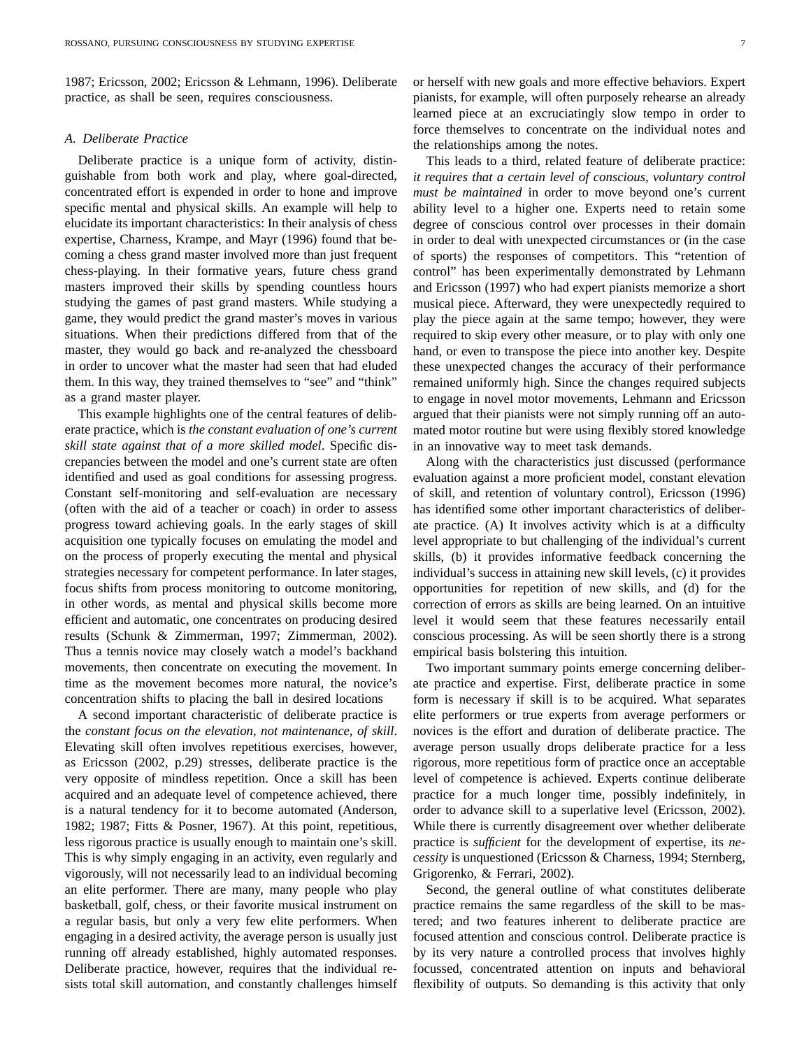1987; Ericsson, 2002; Ericsson & Lehmann, 1996). Deliberate practice, as shall be seen, requires consciousness.

### *A. Deliberate Practice*

Deliberate practice is a unique form of activity, distinguishable from both work and play, where goal-directed, concentrated effort is expended in order to hone and improve specific mental and physical skills. An example will help to elucidate its important characteristics: In their analysis of chess expertise, Charness, Krampe, and Mayr (1996) found that becoming a chess grand master involved more than just frequent chess-playing. In their formative years, future chess grand masters improved their skills by spending countless hours studying the games of past grand masters. While studying a game, they would predict the grand master's moves in various situations. When their predictions differed from that of the master, they would go back and re-analyzed the chessboard in order to uncover what the master had seen that had eluded them. In this way, they trained themselves to "see" and "think" as a grand master player.

This example highlights one of the central features of deliberate practice, which is *the constant evaluation of one's current skill state against that of a more skilled model*. Specific discrepancies between the model and one's current state are often identified and used as goal conditions for assessing progress. Constant self-monitoring and self-evaluation are necessary (often with the aid of a teacher or coach) in order to assess progress toward achieving goals. In the early stages of skill acquisition one typically focuses on emulating the model and on the process of properly executing the mental and physical strategies necessary for competent performance. In later stages, focus shifts from process monitoring to outcome monitoring, in other words, as mental and physical skills become more efficient and automatic, one concentrates on producing desired results (Schunk & Zimmerman, 1997; Zimmerman, 2002). Thus a tennis novice may closely watch a model's backhand movements, then concentrate on executing the movement. In time as the movement becomes more natural, the novice's concentration shifts to placing the ball in desired locations

A second important characteristic of deliberate practice is the *constant focus on the elevation, not maintenance, of skill*. Elevating skill often involves repetitious exercises, however, as Ericsson (2002, p.29) stresses, deliberate practice is the very opposite of mindless repetition. Once a skill has been acquired and an adequate level of competence achieved, there is a natural tendency for it to become automated (Anderson, 1982; 1987; Fitts & Posner, 1967). At this point, repetitious, less rigorous practice is usually enough to maintain one's skill. This is why simply engaging in an activity, even regularly and vigorously, will not necessarily lead to an individual becoming an elite performer. There are many, many people who play basketball, golf, chess, or their favorite musical instrument on a regular basis, but only a very few elite performers. When engaging in a desired activity, the average person is usually just running off already established, highly automated responses. Deliberate practice, however, requires that the individual resists total skill automation, and constantly challenges himself or herself with new goals and more effective behaviors. Expert pianists, for example, will often purposely rehearse an already learned piece at an excruciatingly slow tempo in order to force themselves to concentrate on the individual notes and the relationships among the notes.

This leads to a third, related feature of deliberate practice: *it requires that a certain level of conscious, voluntary control must be maintained* in order to move beyond one's current ability level to a higher one. Experts need to retain some degree of conscious control over processes in their domain in order to deal with unexpected circumstances or (in the case of sports) the responses of competitors. This "retention of control" has been experimentally demonstrated by Lehmann and Ericsson (1997) who had expert pianists memorize a short musical piece. Afterward, they were unexpectedly required to play the piece again at the same tempo; however, they were required to skip every other measure, or to play with only one hand, or even to transpose the piece into another key. Despite these unexpected changes the accuracy of their performance remained uniformly high. Since the changes required subjects to engage in novel motor movements, Lehmann and Ericsson argued that their pianists were not simply running off an automated motor routine but were using flexibly stored knowledge in an innovative way to meet task demands.

Along with the characteristics just discussed (performance evaluation against a more proficient model, constant elevation of skill, and retention of voluntary control), Ericsson (1996) has identified some other important characteristics of deliberate practice. (A) It involves activity which is at a difficulty level appropriate to but challenging of the individual's current skills, (b) it provides informative feedback concerning the individual's success in attaining new skill levels, (c) it provides opportunities for repetition of new skills, and (d) for the correction of errors as skills are being learned. On an intuitive level it would seem that these features necessarily entail conscious processing. As will be seen shortly there is a strong empirical basis bolstering this intuition.

Two important summary points emerge concerning deliberate practice and expertise. First, deliberate practice in some form is necessary if skill is to be acquired. What separates elite performers or true experts from average performers or novices is the effort and duration of deliberate practice. The average person usually drops deliberate practice for a less rigorous, more repetitious form of practice once an acceptable level of competence is achieved. Experts continue deliberate practice for a much longer time, possibly indefinitely, in order to advance skill to a superlative level (Ericsson, 2002). While there is currently disagreement over whether deliberate practice is *sufficient* for the development of expertise, its *necessity* is unquestioned (Ericsson & Charness, 1994; Sternberg, Grigorenko, & Ferrari, 2002).

Second, the general outline of what constitutes deliberate practice remains the same regardless of the skill to be mastered; and two features inherent to deliberate practice are focused attention and conscious control. Deliberate practice is by its very nature a controlled process that involves highly focussed, concentrated attention on inputs and behavioral flexibility of outputs. So demanding is this activity that only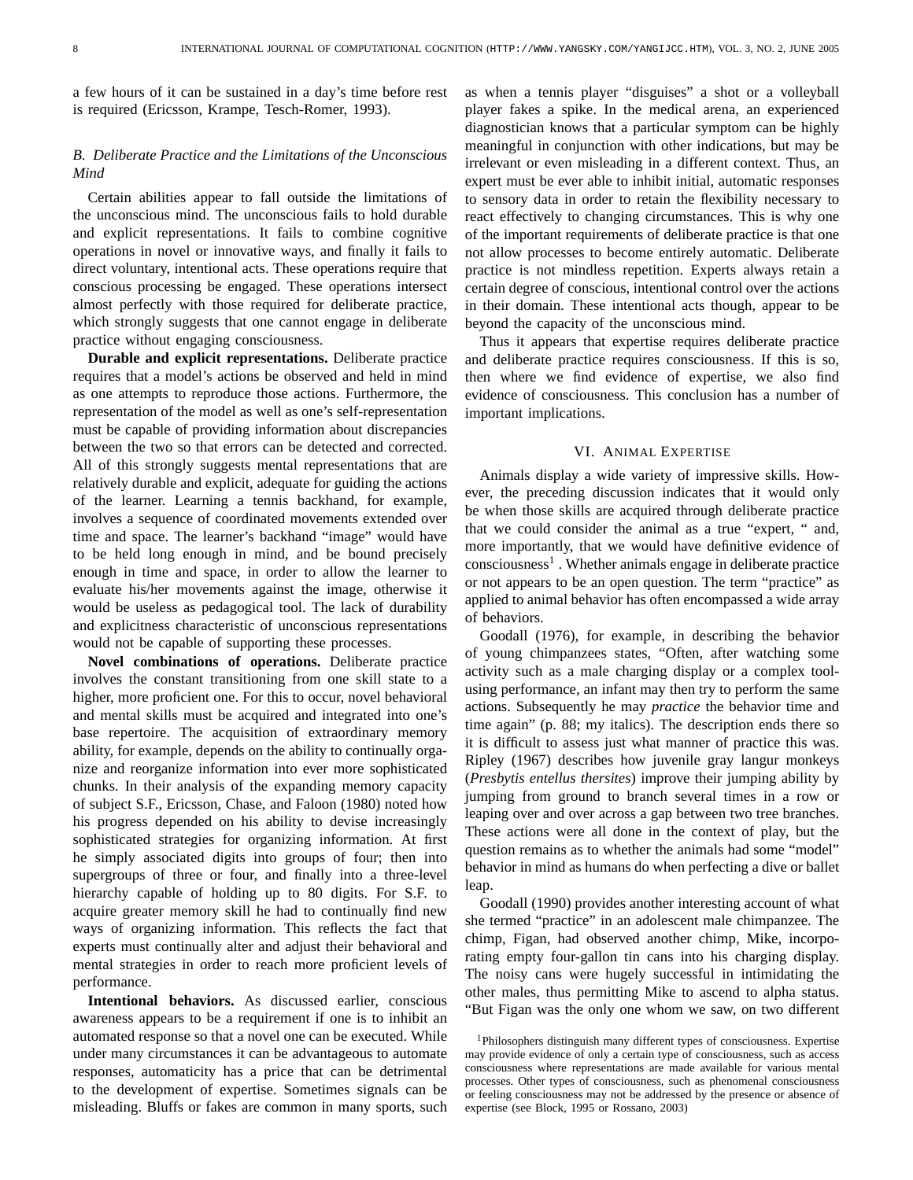a few hours of it can be sustained in a day's time before rest is required (Ericsson, Krampe, Tesch-Romer, 1993).

### B. Deliberate Practice and the Limitations of the Unconscious Mind

Certain abilities appear to fall outside the limitations of the unconscious mind. The unconscious fails to hold durable and explicit representations. It fails to combine cognitive operations in novel or innovative ways, and finally it fails to direct voluntary, intentional acts. These operations require that conscious processing be engaged. These operations intersect almost perfectly with those required for deliberate practice, which strongly suggests that one cannot engage in deliberate practice without engaging consciousness.

**Durable and explicit representations.** Deliberate practice requires that a model's actions be observed and held in mind as one attempts to reproduce those actions. Furthermore, the representation of the model as well as one's self-representation must be capable of providing information about discrepancies between the two so that errors can be detected and corrected. All of this strongly suggests mental representations that are relatively durable and explicit, adequate for guiding the actions of the learner. Learning a tennis backhand, for example, involves a sequence of coordinated movements extended over time and space. The learner's backhand "image" would have to be held long enough in mind, and be bound precisely enough in time and space, in order to allow the learner to evaluate his/her movements against the image, otherwise it would be useless as pedagogical tool. The lack of durability and explicitness characteristic of unconscious representations would not be capable of supporting these processes.

**Novel combinations of operations.** Deliberate practice involves the constant transitioning from one skill state to a higher, more proficient one. For this to occur, novel behavioral and mental skills must be acquired and integrated into one's base repertoire. The acquisition of extraordinary memory ability, for example, depends on the ability to continually organize and reorganize information into ever more sophisticated chunks. In their analysis of the expanding memory capacity of subject S.F., Ericsson, Chase, and Faloon (1980) noted how his progress depended on his ability to devise increasingly sophisticated strategies for organizing information. At first he simply associated digits into groups of four; then into supergroups of three or four, and finally into a three-level hierarchy capable of holding up to 80 digits. For S.F. to acquire greater memory skill he had to continually find new ways of organizing information. This reflects the fact that experts must continually alter and adjust their behavioral and mental strategies in order to reach more proficient levels of performance.

**Intentional behaviors.** As discussed earlier, conscious awareness appears to be a requirement if one is to inhibit an automated response so that a novel one can be executed. While under many circumstances it can be advantageous to automate responses, automaticity has a price that can be detrimental to the development of expertise. Sometimes signals can be misleading. Bluffs or fakes are common in many sports, such as when a tennis player "disguises" a shot or a volleyball player fakes a spike. In the medical arena, an experienced diagnostician knows that a particular symptom can be highly meaningful in conjunction with other indications, but may be irrelevant or even misleading in a different context. Thus, an expert must be ever able to inhibit initial, automatic responses to sensory data in order to retain the flexibility necessary to react effectively to changing circumstances. This is why one of the important requirements of deliberate practice is that one not allow processes to become entirely automatic. Deliberate practice is not mindless repetition. Experts always retain a certain degree of conscious, intentional control over the actions in their domain. These intentional acts though, appear to be beyond the capacity of the unconscious mind.

Thus it appears that expertise requires deliberate practice and deliberate practice requires consciousness. If this is so, then where we find evidence of expertise, we also find evidence of consciousness. This conclusion has a number of important implications.

## VI. Animal Expertise

Animals display a wide variety of impressive skills. However, the preceding discussion indicates that it would only be when those skills are acquired through deliberate practice that we could consider the animal as a true "expert, " and, more importantly, that we would have definitive evidence of consciousness[1] . Whether animals engage in deliberate practice or not appears to be an open question. The term "practice" as applied to animal behavior has often encompassed a wide array of behaviors.

Goodall (1976), for example, in describing the behavior of young chimpanzees states, "Often, after watching some activity such as a male charging display or a complex tool-using performance, an infant may then try to perform the same actions. Subsequently he may *practice* the behavior time and time again" (p. 88; my italics). The description ends there so it is difficult to assess just what manner of practice this was. Ripley (1967) describes how juvenile gray langur monkeys (*Presbytis entellus thersites*) improve their jumping ability by jumping from ground to branch several times in a row or leaping over and over across a gap between two tree branches. These actions were all done in the context of play, but the question remains as to whether the animals had some "model" behavior in mind as humans do when perfecting a dive or ballet leap.

Goodall (1990) provides another interesting account of what she termed "practice" in an adolescent male chimpanzee. The chimp, Figan, had observed another chimp, Mike, incorporating empty four-gallon tin cans into his charging display. The noisy cans were hugely successful in intimidating the other males, thus permitting Mike to ascend to alpha status. "But Figan was the only one whom we saw, on two different

[1] Philosophers distinguish many different types of consciousness. Expertise may provide evidence of only a certain type of consciousness, such as access consciousness where representations are made available for various mental processes. Other types of consciousness, such as phenomenal consciousness or feeling consciousness may not be addressed by the presence or absence of expertise (see Block, 1995 or Rossano, 2003)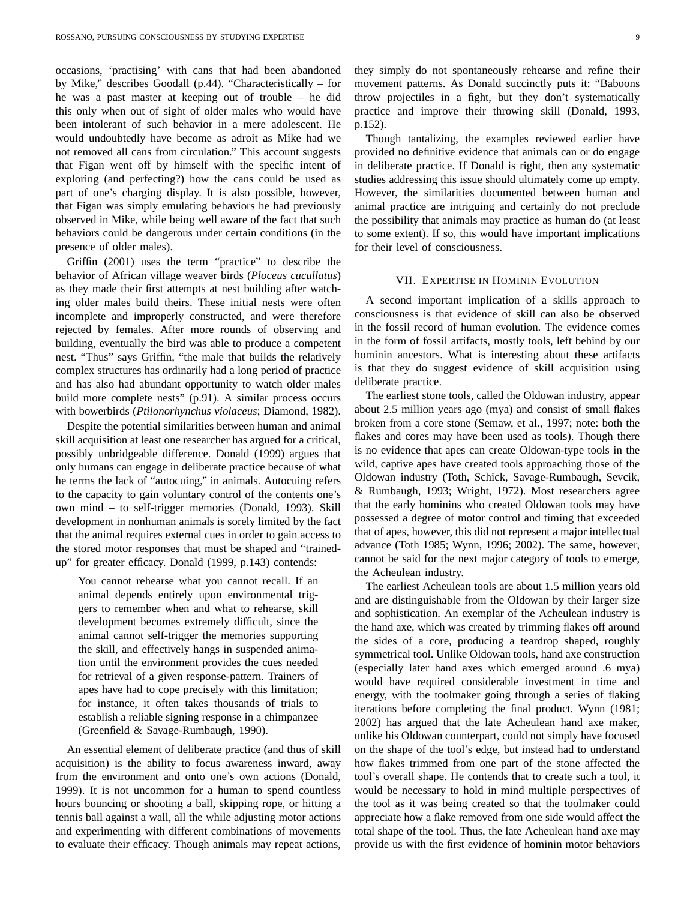occasions, 'practising' with cans that had been abandoned by Mike," describes Goodall (p.44). "Characteristically – for he was a past master at keeping out of trouble – he did this only when out of sight of older males who would have been intolerant of such behavior in a mere adolescent. He would undoubtedly have become as adroit as Mike had we not removed all cans from circulation." This account suggests that Figan went off by himself with the specific intent of exploring (and perfecting?) how the cans could be used as part of one's charging display. It is also possible, however, that Figan was simply emulating behaviors he had previously observed in Mike, while being well aware of the fact that such behaviors could be dangerous under certain conditions (in the presence of older males).

Griffin (2001) uses the term "practice" to describe the behavior of African village weaver birds (*Ploceus cucullatus*) as they made their first attempts at nest building after watching older males build theirs. These initial nests were often incomplete and improperly constructed, and were therefore rejected by females. After more rounds of observing and building, eventually the bird was able to produce a competent nest. "Thus" says Griffin, "the male that builds the relatively complex structures has ordinarily had a long period of practice and has also had abundant opportunity to watch older males build more complete nests" (p.91). A similar process occurs with bowerbirds (*Ptilonorhynchus violaceus*; Diamond, 1982).

Despite the potential similarities between human and animal skill acquisition at least one researcher has argued for a critical, possibly unbridgeable difference. Donald (1999) argues that only humans can engage in deliberate practice because of what he terms the lack of "autocuing," in animals. Autocuing refers to the capacity to gain voluntary control of the contents one's own mind – to self-trigger memories (Donald, 1993). Skill development in nonhuman animals is sorely limited by the fact that the animal requires external cues in order to gain access to the stored motor responses that must be shaped and "trained-up" for greater efficacy. Donald (1999, p.143) contends:

> You cannot rehearse what you cannot recall. If an animal depends entirely upon environmental triggers to remember when and what to rehearse, skill development becomes extremely difficult, since the animal cannot self-trigger the memories supporting the skill, and effectively hangs in suspended animation until the environment provides the cues needed for retrieval of a given response-pattern. Trainers of apes have had to cope precisely with this limitation; for instance, it often takes thousands of trials to establish a reliable signing response in a chimpanzee (Greenfield & Savage-Rumbaugh, 1990).

An essential element of deliberate practice (and thus of skill acquisition) is the ability to focus awareness inward, away from the environment and onto one's own actions (Donald, 1999). It is not uncommon for a human to spend countless hours bouncing or shooting a ball, skipping rope, or hitting a tennis ball against a wall, all the while adjusting motor actions and experimenting with different combinations of movements to evaluate their efficacy. Though animals may repeat actions, they simply do not spontaneously rehearse and refine their movement patterns. As Donald succinctly puts it: "Baboons throw projectiles in a fight, but they don't systematically practice and improve their throwing skill (Donald, 1993, p.152).

Though tantalizing, the examples reviewed earlier have provided no definitive evidence that animals can or do engage in deliberate practice. If Donald is right, then any systematic studies addressing this issue should ultimately come up empty. However, the similarities documented between human and animal practice are intriguing and certainly do not preclude the possibility that animals may practice as human do (at least to some extent). If so, this would have important implications for their level of consciousness.

## VII. Expertise in Hominin Evolution

A second important implication of a skills approach to consciousness is that evidence of skill can also be observed in the fossil record of human evolution. The evidence comes in the form of fossil artifacts, mostly tools, left behind by our hominin ancestors. What is interesting about these artifacts is that they do suggest evidence of skill acquisition using deliberate practice.

The earliest stone tools, called the Oldowan industry, appear about 2.5 million years ago (mya) and consist of small flakes broken from a core stone (Semaw, et al., 1997; note: both the flakes and cores may have been used as tools). Though there is no evidence that apes can create Oldowan-type tools in the wild, captive apes have created tools approaching those of the Oldowan industry (Toth, Schick, Savage-Rumbaugh, Sevcik, & Rumbaugh, 1993; Wright, 1972). Most researchers agree that the early hominins who created Oldowan tools may have possessed a degree of motor control and timing that exceeded that of apes, however, this did not represent a major intellectual advance (Toth 1985; Wynn, 1996; 2002). The same, however, cannot be said for the next major category of tools to emerge, the Acheulean industry.

The earliest Acheulean tools are about 1.5 million years old and are distinguishable from the Oldowan by their larger size and sophistication. An exemplar of the Acheulean industry is the hand axe, which was created by trimming flakes off around the sides of a core, producing a teardrop shaped, roughly symmetrical tool. Unlike Oldowan tools, hand axe construction (especially later hand axes which emerged around .6 mya) would have required considerable investment in time and energy, with the toolmaker going through a series of flaking iterations before completing the final product. Wynn (1981; 2002) has argued that the late Acheulean hand axe maker, unlike his Oldowan counterpart, could not simply have focused on the shape of the tool's edge, but instead had to understand how flakes trimmed from one part of the stone affected the tool's overall shape. He contends that to create such a tool, it would be necessary to hold in mind multiple perspectives of the tool as it was being created so that the toolmaker could appreciate how a flake removed from one side would affect the total shape of the tool. Thus, the late Acheulean hand axe may provide us with the first evidence of hominin motor behaviors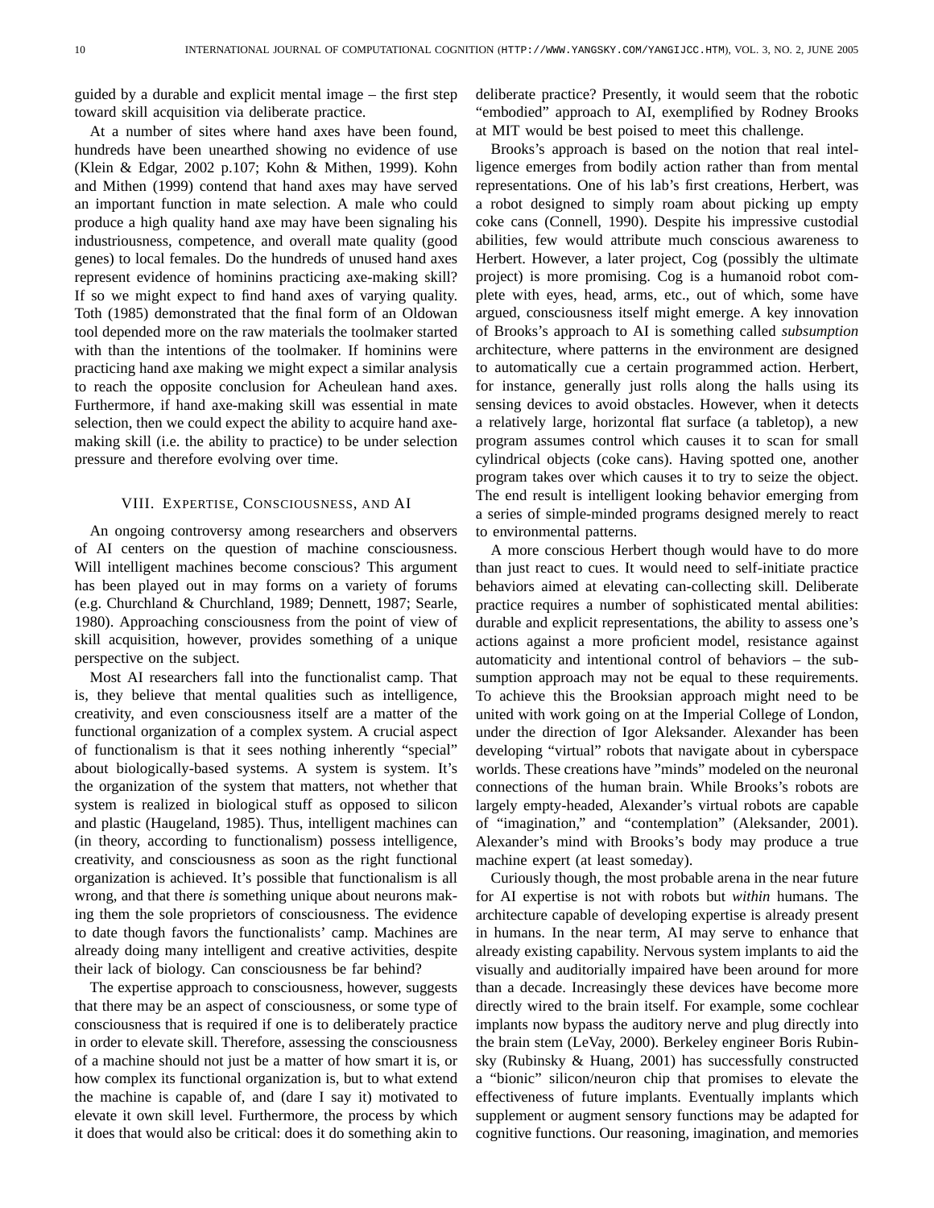guided by a durable and explicit mental image – the first step toward skill acquisition via deliberate practice.

At a number of sites where hand axes have been found, hundreds have been unearthed showing no evidence of use (Klein & Edgar, 2002 p.107; Kohn & Mithen, 1999). Kohn and Mithen (1999) contend that hand axes may have served an important function in mate selection. A male who could produce a high quality hand axe may have been signaling his industriousness, competence, and overall mate quality (good genes) to local females. Do the hundreds of unused hand axes represent evidence of hominins practicing axe-making skill? If so we might expect to find hand axes of varying quality. Toth (1985) demonstrated that the final form of an Oldowan tool depended more on the raw materials the toolmaker started with than the intentions of the toolmaker. If hominins were practicing hand axe making we might expect a similar analysis to reach the opposite conclusion for Acheulean hand axes. Furthermore, if hand axe-making skill was essential in mate selection, then we could expect the ability to acquire hand axe-making skill (i.e. the ability to practice) to be under selection pressure and therefore evolving over time.

## VIII. Expertise, Consciousness, and AI

An ongoing controversy among researchers and observers of AI centers on the question of machine consciousness. Will intelligent machines become conscious? This argument has been played out in may forms on a variety of forums (e.g. Churchland & Churchland, 1989; Dennett, 1987; Searle, 1980). Approaching consciousness from the point of view of skill acquisition, however, provides something of a unique perspective on the subject.

Most AI researchers fall into the functionalist camp. That is, they believe that mental qualities such as intelligence, creativity, and even consciousness itself are a matter of the functional organization of a complex system. A crucial aspect of functionalism is that it sees nothing inherently "special" about biologically-based systems. A system is system. It's the organization of the system that matters, not whether that system is realized in biological stuff as opposed to silicon and plastic (Haugeland, 1985). Thus, intelligent machines can (in theory, according to functionalism) possess intelligence, creativity, and consciousness as soon as the right functional organization is achieved. It's possible that functionalism is all wrong, and that there *is* something unique about neurons making them the sole proprietors of consciousness. The evidence to date though favors the functionalists' camp. Machines are already doing many intelligent and creative activities, despite their lack of biology. Can consciousness be far behind?

The expertise approach to consciousness, however, suggests that there may be an aspect of consciousness, or some type of consciousness that is required if one is to deliberately practice in order to elevate skill. Therefore, assessing the consciousness of a machine should not just be a matter of how smart it is, or how complex its functional organization is, but to what extend the machine is capable of, and (dare I say it) motivated to elevate it own skill level. Furthermore, the process by which it does that would also be critical: does it do something akin to deliberate practice? Presently, it would seem that the robotic "embodied" approach to AI, exemplified by Rodney Brooks at MIT would be best poised to meet this challenge.

Brooks's approach is based on the notion that real intelligence emerges from bodily action rather than from mental representations. One of his lab's first creations, Herbert, was a robot designed to simply roam about picking up empty coke cans (Connell, 1990). Despite his impressive custodial abilities, few would attribute much conscious awareness to Herbert. However, a later project, Cog (possibly the ultimate project) is more promising. Cog is a humanoid robot complete with eyes, head, arms, etc., out of which, some have argued, consciousness itself might emerge. A key innovation of Brooks's approach to AI is something called *subsumption* architecture, where patterns in the environment are designed to automatically cue a certain programmed action. Herbert, for instance, generally just rolls along the halls using its sensing devices to avoid obstacles. However, when it detects a relatively large, horizontal flat surface (a tabletop), a new program assumes control which causes it to scan for small cylindrical objects (coke cans). Having spotted one, another program takes over which causes it to try to seize the object. The end result is intelligent looking behavior emerging from a series of simple-minded programs designed merely to react to environmental patterns.

A more conscious Herbert though would have to do more than just react to cues. It would need to self-initiate practice behaviors aimed at elevating can-collecting skill. Deliberate practice requires a number of sophisticated mental abilities: durable and explicit representations, the ability to assess one's actions against a more proficient model, resistance against automaticity and intentional control of behaviors – the subsumption approach may not be equal to these requirements. To achieve this the Brooksian approach might need to be united with work going on at the Imperial College of London, under the direction of Igor Aleksander. Alexander has been developing "virtual" robots that navigate about in cyberspace worlds. These creations have "minds" modeled on the neuronal connections of the human brain. While Brooks's robots are largely empty-headed, Alexander's virtual robots are capable of "imagination," and "contemplation" (Aleksander, 2001). Alexander's mind with Brooks's body may produce a true machine expert (at least someday).

Curiously though, the most probable arena in the near future for AI expertise is not with robots but *within* humans. The architecture capable of developing expertise is already present in humans. In the near term, AI may serve to enhance that already existing capability. Nervous system implants to aid the visually and auditorially impaired have been around for more than a decade. Increasingly these devices have become more directly wired to the brain itself. For example, some cochlear implants now bypass the auditory nerve and plug directly into the brain stem (LeVay, 2000). Berkeley engineer Boris Rubinsky (Rubinsky & Huang, 2001) has successfully constructed a "bionic" silicon/neuron chip that promises to elevate the effectiveness of future implants. Eventually implants which supplement or augment sensory functions may be adapted for cognitive functions. Our reasoning, imagination, and memories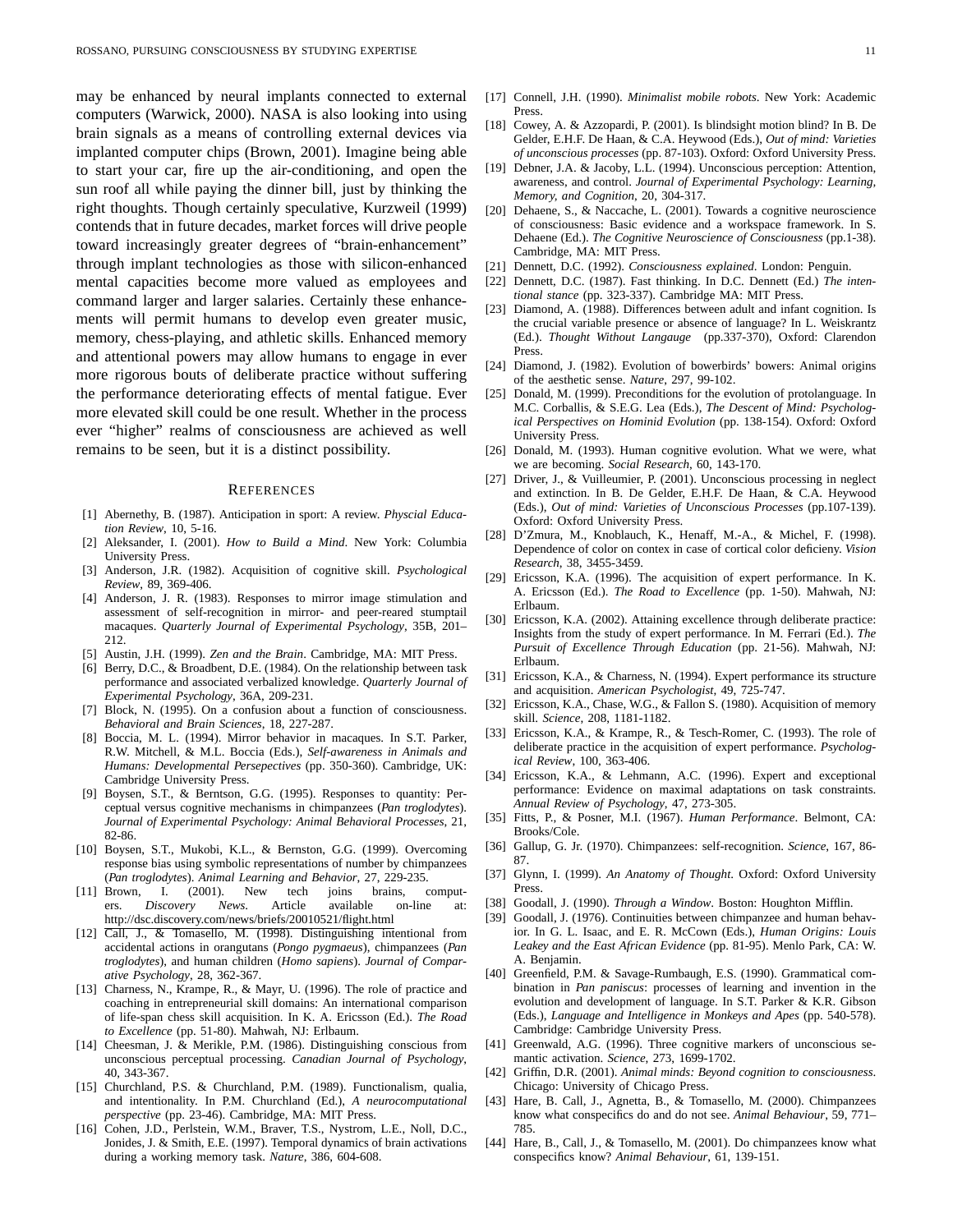may be enhanced by neural implants connected to external computers (Warwick, 2000). NASA is also looking into using brain signals as a means of controlling external devices via implanted computer chips (Brown, 2001). Imagine being able to start your car, fire up the air-conditioning, and open the sun roof all while paying the dinner bill, just by thinking the right thoughts. Though certainly speculative, Kurzweil (1999) contends that in future decades, market forces will drive people toward increasingly greater degrees of "brain-enhancement" through implant technologies as those with silicon-enhanced mental capacities become more valued as employees and command larger and larger salaries. Certainly these enhancements will permit humans to develop even greater music, memory, chess-playing, and athletic skills. Enhanced memory and attentional powers may allow humans to engage in ever more rigorous bouts of deliberate practice without suffering the performance deteriorating effects of mental fatigue. Ever more elevated skill could be one result. Whether in the process ever "higher" realms of consciousness are achieved as well remains to be seen, but it is a distinct possibility.

## References

[1] Abernethy, B. (1987). Anticipation in sport: A review. *Physcial Education Review*, 10, 5-16.

[2] Aleksander, I. (2001). *How to Build a Mind*. New York: Columbia University Press.

[3] Anderson, J.R. (1982). Acquisition of cognitive skill. *Psychological Review*, 89, 369-406.

[4] Anderson, J. R. (1983). Responses to mirror image stimulation and assessment of self-recognition in mirror- and peer-reared stumptail macaques. *Quarterly Journal of Experimental Psychology*, 35B, 201–212.

[5] Austin, J.H. (1999). *Zen and the Brain*. Cambridge, MA: MIT Press.

[6] Berry, D.C., & Broadbent, D.E. (1984). On the relationship between task performance and associated verbalized knowledge. *Quarterly Journal of Experimental Psychology*, 36A, 209-231.

[7] Block, N. (1995). On a confusion about a function of consciousness. *Behavioral and Brain Sciences*, 18, 227-287.

[8] Boccia, M. L. (1994). Mirror behavior in macaques. In S.T. Parker, R.W. Mitchell, & M.L. Boccia (Eds.), *Self-awareness in Animals and Humans: Developmental Persepectives* (pp. 350-360). Cambridge, UK: Cambridge University Press.

[9] Boysen, S.T., & Berntson, G.G. (1995). Responses to quantity: Perceptual versus cognitive mechanisms in chimpanzees (*Pan troglodytes*). *Journal of Experimental Psychology: Animal Behavioral Processes*, 21, 82-86.

[10] Boysen, S.T., Mukobi, K.L., & Bernston, G.G. (1999). Overcoming response bias using symbolic representations of number by chimpanzees (*Pan troglodytes*). *Animal Learning and Behavior*, 27, 229-235.

[11] Brown, I. (2001). New tech joins brains, computers. *Discovery News*. Article available on-line at: http://dsc.discovery.com/news/briefs/20010521/flight.html

[12] Call, J., & Tomasello, M. (1998). Distinguishing intentional from accidental actions in orangutans (*Pongo pygmaeus*), chimpanzees (*Pan troglodytes*), and human children (*Homo sapiens*). *Journal of Comparative Psychology*, 28, 362-367.

[13] Charness, N., Krampe, R., & Mayr, U. (1996). The role of practice and coaching in entrepreneurial skill domains: An international comparison of life-span chess skill acquisition. In K. A. Ericsson (Ed.). *The Road to Excellence* (pp. 51-80). Mahwah, NJ: Erlbaum.

[14] Cheesman, J. & Merikle, P.M. (1986). Distinguishing conscious from unconscious perceptual processing. *Canadian Journal of Psychology*, 40, 343-367.

[15] Churchland, P.S. & Churchland, P.M. (1989). Functionalism, qualia, and intentionality. In P.M. Churchland (Ed.), *A neurocomputational perspective* (pp. 23-46). Cambridge, MA: MIT Press.

[16] Cohen, J.D., Perlstein, W.M., Braver, T.S., Nystrom, L.E., Noll, D.C., Jonides, J. & Smith, E.E. (1997). Temporal dynamics of brain activations during a working memory task. *Nature*, 386, 604-608.

[17] Connell, J.H. (1990). *Minimalist mobile robots*. New York: Academic Press.

[18] Cowey, A. & Azzopardi, P. (2001). Is blindsight motion blind? In B. De Gelder, E.H.F. De Haan, & C.A. Heywood (Eds.), *Out of mind: Varieties of unconscious processes* (pp. 87-103). Oxford: Oxford University Press.

[19] Debner, J.A. & Jacoby, L.L. (1994). Unconscious perception: Attention, awareness, and control. *Journal of Experimental Psychology: Learning, Memory, and Cognition*, 20, 304-317.

[20] Dehaene, S., & Naccache, L. (2001). Towards a cognitive neuroscience of consciousness: Basic evidence and a workspace framework. In S. Dehaene (Ed.). *The Cognitive Neuroscience of Consciousness* (pp.1-38). Cambridge, MA: MIT Press.

[21] Dennett, D.C. (1992). *Consciousness explained*. London: Penguin.

[22] Dennett, D.C. (1987). Fast thinking. In D.C. Dennett (Ed.) *The intentional stance* (pp. 323-337). Cambridge MA: MIT Press.

[23] Diamond, A. (1988). Differences between adult and infant cognition. Is the crucial variable presence or absence of language? In L. Weiskrantz (Ed.). *Thought Without Langauge* (pp.337-370), Oxford: Clarendon Press.

[24] Diamond, J. (1982). Evolution of bowerbirds' bowers: Animal origins of the aesthetic sense. *Nature*, 297, 99-102.

[25] Donald, M. (1999). Preconditions for the evolution of protolanguage. In M.C. Corballis, & S.E.G. Lea (Eds.), *The Descent of Mind: Psychological Perspectives on Hominid Evolution* (pp. 138-154). Oxford: Oxford University Press.

[26] Donald, M. (1993). Human cognitive evolution. What we were, what we are becoming. *Social Research*, 60, 143-170.

[27] Driver, J., & Vuilleumier, P. (2001). Unconscious processing in neglect and extinction. In B. De Gelder, E.H.F. De Haan, & C.A. Heywood (Eds.), *Out of mind: Varieties of Unconscious Processes* (pp.107-139). Oxford: Oxford University Press.

[28] D'Zmura, M., Knoblauch, K., Henaff, M.-A., & Michel, F. (1998). Dependence of color on contex in case of cortical color deficieny. *Vision Research*, 38, 3455-3459.

[29] Ericsson, K.A. (1996). The acquisition of expert performance. In K. A. Ericsson (Ed.). *The Road to Excellence* (pp. 1-50). Mahwah, NJ: Erlbaum.

[30] Ericsson, K.A. (2002). Attaining excellence through deliberate practice: Insights from the study of expert performance. In M. Ferrari (Ed.). *The Pursuit of Excellence Through Education* (pp. 21-56). Mahwah, NJ: Erlbaum.

[31] Ericsson, K.A., & Charness, N. (1994). Expert performance its structure and acquisition. *American Psychologist*, 49, 725-747.

[32] Ericsson, K.A., Chase, W.G., & Fallon S. (1980). Acquisition of memory skill. *Science*, 208, 1181-1182.

[33] Ericsson, K.A., & Krampe, R., & Tesch-Romer, C. (1993). The role of deliberate practice in the acquisition of expert performance. *Psychological Review*, 100, 363-406.

[34] Ericsson, K.A., & Lehmann, A.C. (1996). Expert and exceptional performance: Evidence on maximal adaptations on task constraints. *Annual Review of Psychology*, 47, 273-305.

[35] Fitts, P., & Posner, M.I. (1967). *Human Performance*. Belmont, CA: Brooks/Cole.

[36] Gallup, G. Jr. (1970). Chimpanzees: self-recognition. *Science*, 167, 86-87.

[37] Glynn, I. (1999). *An Anatomy of Thought*. Oxford: Oxford University Press.

[38] Goodall, J. (1990). *Through a Window*. Boston: Houghton Mifflin.

[39] Goodall, J. (1976). Continuities between chimpanzee and human behavior. In G. L. Isaac, and E. R. McCown (Eds.), *Human Origins: Louis Leakey and the East African Evidence* (pp. 81-95). Menlo Park, CA: W. A. Benjamin.

[40] Greenfield, P.M. & Savage-Rumbaugh, E.S. (1990). Grammatical combination in *Pan paniscus*: processes of learning and invention in the evolution and development of language. In S.T. Parker & K.R. Gibson (Eds.), *Language and Intelligence in Monkeys and Apes* (pp. 540-578). Cambridge: Cambridge University Press.

[41] Greenwald, A.G. (1996). Three cognitive markers of unconscious semantic activation. *Science*, 273, 1699-1702.

[42] Griffin, D.R. (2001). *Animal minds: Beyond cognition to consciousness*. Chicago: University of Chicago Press.

[43] Hare, B. Call, J., Agnetta, B., & Tomasello, M. (2000). Chimpanzees know what conspecifics do and do not see. *Animal Behaviour*, 59, 771–785.

[44] Hare, B., Call, J., & Tomasello, M. (2001). Do chimpanzees know what conspecifics know? *Animal Behaviour*, 61, 139-151.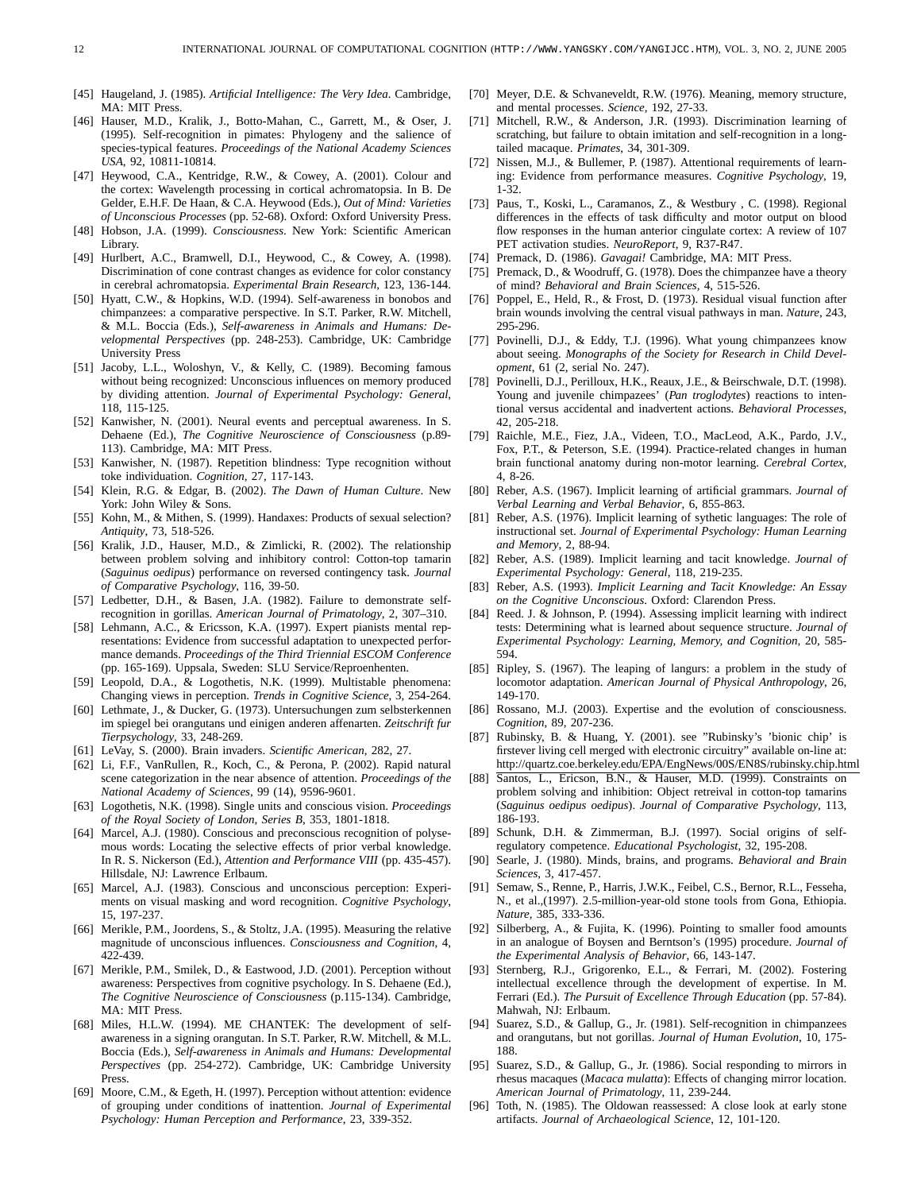[45] Haugeland, J. (1985). *Artificial Intelligence: The Very Idea*. Cambridge, MA: MIT Press.

[46] Hauser, M.D., Kralik, J., Botto-Mahan, C., Garrett, M., & Oser, J. (1995). Self-recognition in pimates: Phylogeny and the salience of species-typical features. *Proceedings of the National Academy Sciences USA*, 92, 10811-10814.

[47] Heywood, C.A., Kentridge, R.W., & Cowey, A. (2001). Colour and the cortex: Wavelength processing in cortical achromatopsia. In B. De Gelder, E.H.F. De Haan, & C.A. Heywood (Eds.), *Out of Mind: Varieties of Unconscious Processes* (pp. 52-68). Oxford: Oxford University Press.

[48] Hobson, J.A. (1999). *Consciousness*. New York: Scientific American Library.

[49] Hurlbert, A.C., Bramwell, D.I., Heywood, C., & Cowey, A. (1998). Discrimination of cone contrast changes as evidence for color constancy in cerebral achromatopsia. *Experimental Brain Research*, 123, 136-144.

[50] Hyatt, C.W., & Hopkins, W.D. (1994). Self-awareness in bonobos and chimpanzees: a comparative perspective. In S.T. Parker, R.W. Mitchell, & M.L. Boccia (Eds.), *Self-awareness in Animals and Humans: Developmental Perspectives* (pp. 248-253). Cambridge, UK: Cambridge University Press

[51] Jacoby, L.L., Woloshyn, V., & Kelly, C. (1989). Becoming famous without being recognized: Unconscious influences on memory produced by dividing attention. *Journal of Experimental Psychology: General*, 118, 115-125.

[52] Kanwisher, N. (2001). Neural events and perceptual awareness. In S. Dehaene (Ed.), *The Cognitive Neuroscience of Consciousness* (p.89-113). Cambridge, MA: MIT Press.

[53] Kanwisher, N. (1987). Repetition blindness: Type recognition without toke individuation. *Cognition*, 27, 117-143.

[54] Klein, R.G. & Edgar, B. (2002). *The Dawn of Human Culture*. New York: John Wiley & Sons.

[55] Kohn, M., & Mithen, S. (1999). Handaxes: Products of sexual selection? *Antiquity*, 73, 518-526.

[56] Kralik, J.D., Hauser, M.D., & Zimlicki, R. (2002). The relationship between problem solving and inhibitory control: Cotton-top tamarin (*Saguinus oedipus*) performance on reversed contingency task. *Journal of Comparative Psychology*, 116, 39-50.

[57] Ledbetter, D.H., & Basen, J.A. (1982). Failure to demonstrate self-recognition in gorillas. *American Journal of Primatology*, 2, 307–310.

[58] Lehmann, A.C., & Ericsson, K.A. (1997). Expert pianists mental representations: Evidence from successful adaptation to unexpected performance demands. *Proceedings of the Third Triennial ESCOM Conference* (pp. 165-169). Uppsala, Sweden: SLU Service/Reproenhenten.

[59] Leopold, D.A., & Logothetis, N.K. (1999). Multistable phenomena: Changing views in perception. *Trends in Cognitive Science*, 3, 254-264.

[60] Lethmate, J., & Ducker, G. (1973). Untersuchungen zum selbsterkennen im spiegel bei orangutans und einigen anderen affenarten. *Zeitschrift fur Tierpsychology*, 33, 248-269.

[61] LeVay, S. (2000). Brain invaders. *Scientific American*, 282, 27.

[62] Li, F.F., VanRullen, R., Koch, C., & Perona, P. (2002). Rapid natural scene categorization in the near absence of attention. *Proceedings of the National Academy of Sciences*, 99 (14), 9596-9601.

[63] Logothetis, N.K. (1998). Single units and conscious vision. *Proceedings of the Royal Society of London, Series B*, 353, 1801-1818.

[64] Marcel, A.J. (1980). Conscious and preconscious recognition of polysemous words: Locating the selective effects of prior verbal knowledge. In R. S. Nickerson (Ed.), *Attention and Performance VIII* (pp. 435-457). Hillsdale, NJ: Lawrence Erlbaum.

[65] Marcel, A.J. (1983). Conscious and unconscious perception: Experiments on visual masking and word recognition. *Cognitive Psychology*, 15, 197-237.

[66] Merikle, P.M., Joordens, S., & Stoltz, J.A. (1995). Measuring the relative magnitude of unconscious influences. *Consciousness and Cognition*, 4, 422-439.

[67] Merikle, P.M., Smilek, D., & Eastwood, J.D. (2001). Perception without awareness: Perspectives from cognitive psychology. In S. Dehaene (Ed.), *The Cognitive Neuroscience of Consciousness* (p.115-134). Cambridge, MA: MIT Press.

[68] Miles, H.L.W. (1994). ME CHANTEK: The development of self-awareness in a signing orangutan. In S.T. Parker, R.W. Mitchell, & M.L. Boccia (Eds.), *Self-awareness in Animals and Humans: Developmental Perspectives* (pp. 254-272). Cambridge, UK: Cambridge University Press.

[69] Moore, C.M., & Egeth, H. (1997). Perception without attention: evidence of grouping under conditions of inattention. *Journal of Experimental Psychology: Human Perception and Performance*, 23, 339-352.

[70] Meyer, D.E. & Schvaneveldt, R.W. (1976). Meaning, memory structure, and mental processes. *Science*, 192, 27-33.

[71] Mitchell, R.W., & Anderson, J.R. (1993). Discrimination learning of scratching, but failure to obtain imitation and self-recognition in a long-tailed macaque. *Primates*, 34, 301-309.

[72] Nissen, M.J., & Bullemer, P. (1987). Attentional requirements of learning: Evidence from performance measures. *Cognitive Psychology*, 19, 1-32.

[73] Paus, T., Koski, L., Caramanos, Z., & Westbury , C. (1998). Regional differences in the effects of task difficulty and motor output on blood flow responses in the human anterior cingulate cortex: A review of 107 PET activation studies. *NeuroReport*, 9, R37-R47.

[74] Premack, D. (1986). *Gavagai!* Cambridge, MA: MIT Press.

[75] Premack, D., & Woodruff, G. (1978). Does the chimpanzee have a theory of mind? *Behavioral and Brain Sciences*, 4, 515-526.

[76] Poppel, E., Held, R., & Frost, D. (1973). Residual visual function after brain wounds involving the central visual pathways in man. *Nature*, 243, 295-296.

[77] Povinelli, D.J., & Eddy, T.J. (1996). What young chimpanzees know about seeing. *Monographs of the Society for Research in Child Development*, 61 (2, serial No. 247).

[78] Povinelli, D.J., Perilloux, H.K., Reaux, J.E., & Beirschwale, D.T. (1998). Young and juvenile chimpazees' (*Pan troglodytes*) reactions to intentional versus accidental and inadvertent actions. *Behavioral Processes*, 42, 205-218.

[79] Raichle, M.E., Fiez, J.A., Videen, T.O., MacLeod, A.K., Pardo, J.V., Fox, P.T., & Peterson, S.E. (1994). Practice-related changes in human brain functional anatomy during non-motor learning. *Cerebral Cortex*, 4, 8-26.

[80] Reber, A.S. (1967). Implicit learning of artificial grammars. *Journal of Verbal Learning and Verbal Behavior*, 6, 855-863.

[81] Reber, A.S. (1976). Implicit learning of sythetic languages: The role of instructional set. *Journal of Experimental Psychology: Human Learning and Memory*, 2, 88-94.

[82] Reber, A.S. (1989). Implicit learning and tacit knowledge. *Journal of Experimental Psychology: General*, 118, 219-235.

[83] Reber, A.S. (1993). *Implicit Learning and Tacit Knowledge: An Essay on the Cognitive Unconscious*. Oxford: Clarendon Press.

[84] Reed. J. & Johnson, P. (1994). Assessing implicit learning with indirect tests: Determining what is learned about sequence structure. *Journal of Experimental Psychology: Learning, Memory, and Cognition*, 20, 585-594.

[85] Ripley, S. (1967). The leaping of langurs: a problem in the study of locomotor adaptation. *American Journal of Physical Anthropology*, 26, 149-170.

[86] Rossano, M.J. (2003). Expertise and the evolution of consciousness. *Cognition*, 89, 207-236.

[87] Rubinsky, B. & Huang, Y. (2001). see "Rubinsky's 'bionic chip' is firstever living cell merged with electronic circuitry" available on-line at: http://quartz.coe.berkeley.edu/EPA/EngNews/00S/EN8S/rubinsky.chip.html

[88] Santos, L., Ericson, B.N., & Hauser, M.D. (1999). Constraints on problem solving and inhibition: Object retreival in cotton-top tamarins (*Saguinus oedipus oedipus*). *Journal of Comparative Psychology*, 113, 186-193.

[89] Schunk, D.H. & Zimmerman, B.J. (1997). Social origins of self-regulatory competence. *Educational Psychologist*, 32, 195-208.

[90] Searle, J. (1980). Minds, brains, and programs. *Behavioral and Brain Sciences*, 3, 417-457.

[91] Semaw, S., Renne, P., Harris, J.W.K., Feibel, C.S., Bernor, R.L., Fesseha, N., et al.,(1997). 2.5-million-year-old stone tools from Gona, Ethiopia. *Nature*, 385, 333-336.

[92] Silberberg, A., & Fujita, K. (1996). Pointing to smaller food amounts in an analogue of Boysen and Berntson's (1995) procedure. *Journal of the Experimental Analysis of Behavior*, 66, 143-147.

[93] Sternberg, R.J., Grigorenko, E.L., & Ferrari, M. (2002). Fostering intellectual excellence through the development of expertise. In M. Ferrari (Ed.). *The Pursuit of Excellence Through Education* (pp. 57-84). Mahwah, NJ: Erlbaum.

[94] Suarez, S.D., & Gallup, G., Jr. (1981). Self-recognition in chimpanzees and orangutans, but not gorillas. *Journal of Human Evolution*, 10, 175-188.

[95] Suarez, S.D., & Gallup, G., Jr. (1986). Social responding to mirrors in rhesus macaques (*Macaca mulatta*): Effects of changing mirror location. *American Journal of Primatology*, 11, 239-244.

[96] Toth, N. (1985). The Oldowan reassessed: A close look at early stone artifacts. *Journal of Archaeological Science*, 12, 101-120.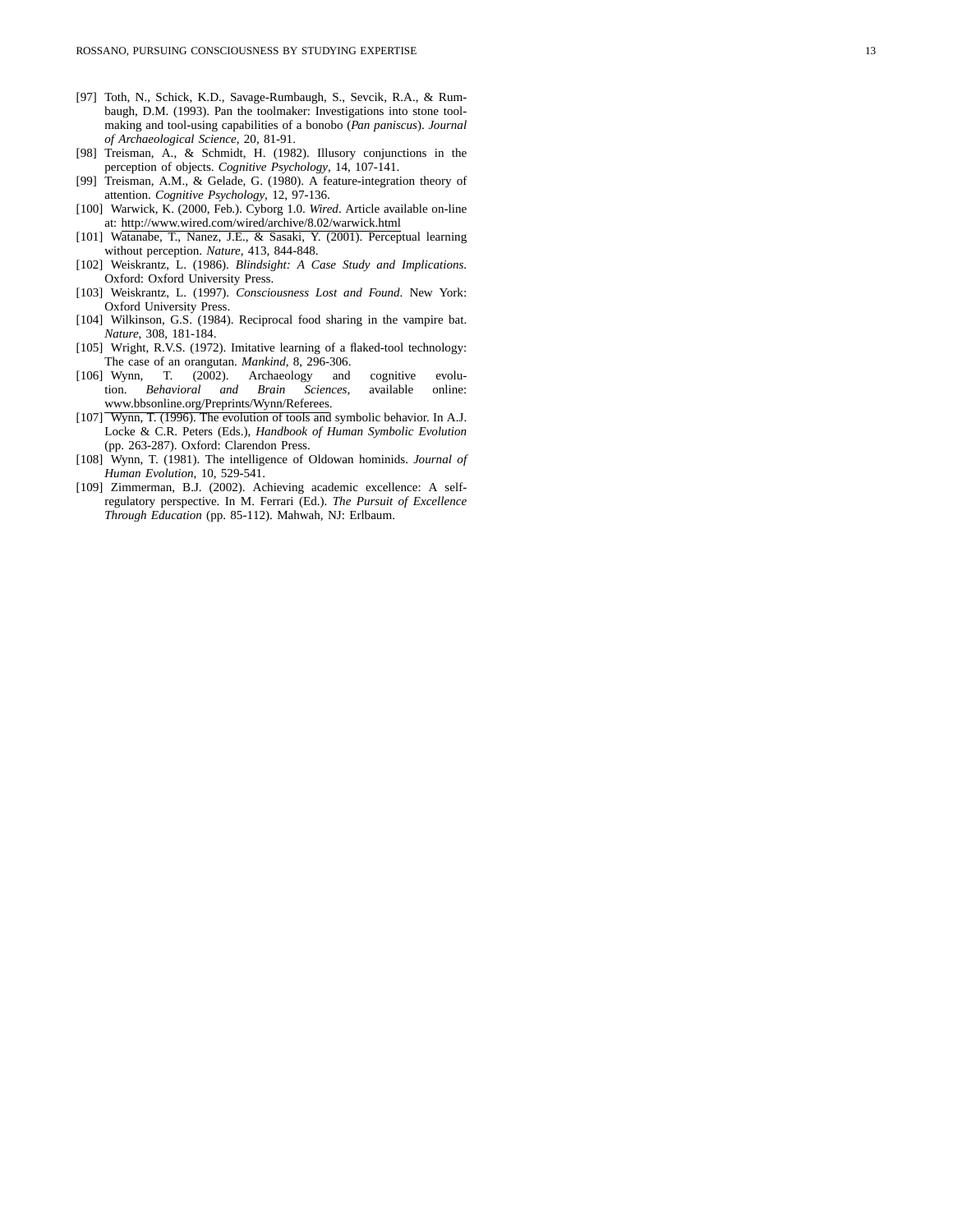[97] Toth, N., Schick, K.D., Savage-Rumbaugh, S., Sevcik, R.A., & Rumbaugh, D.M. (1993). Pan the toolmaker: Investigations into stone toolmaking and tool-using capabilities of a bonobo (*Pan paniscus*). *Journal of Archaeological Science*, 20, 81-91.

[98] Treisman, A., & Schmidt, H. (1982). Illusory conjunctions in the perception of objects. *Cognitive Psychology*, 14, 107-141.

[99] Treisman, A.M., & Gelade, G. (1980). A feature-integration theory of attention. *Cognitive Psychology*, 12, 97-136.

[100] Warwick, K. (2000, Feb.). Cyborg 1.0. *Wired*. Article available on-line at: http://www.wired.com/wired/archive/8.02/warwick.html

[101] Watanabe, T., Nanez, J.E., & Sasaki, Y. (2001). Perceptual learning without perception. *Nature*, 413, 844-848.

[102] Weiskrantz, L. (1986). *Blindsight: A Case Study and Implications*. Oxford: Oxford University Press.

[103] Weiskrantz, L. (1997). *Consciousness Lost and Found*. New York: Oxford University Press.

[104] Wilkinson, G.S. (1984). Reciprocal food sharing in the vampire bat. *Nature*, 308, 181-184.

[105] Wright, R.V.S. (1972). Imitative learning of a flaked-tool technology: The case of an orangutan. *Mankind*, 8, 296-306.

[106] Wynn, T. (2002). Archaeology and cognitive evolution. *Behavioral and Brain Sciences*, available online: www.bbsonline.org/Preprints/Wynn/Referees.

[107] Wynn, T. (1996). The evolution of tools and symbolic behavior. In A.J. Locke & C.R. Peters (Eds.), *Handbook of Human Symbolic Evolution* (pp. 263-287). Oxford: Clarendon Press.

[108] Wynn, T. (1981). The intelligence of Oldowan hominids. *Journal of Human Evolution*, 10, 529-541.

[109] Zimmerman, B.J. (2002). Achieving academic excellence: A self-regulatory perspective. In M. Ferrari (Ed.). *The Pursuit of Excellence Through Education* (pp. 85-112). Mahwah, NJ: Erlbaum.